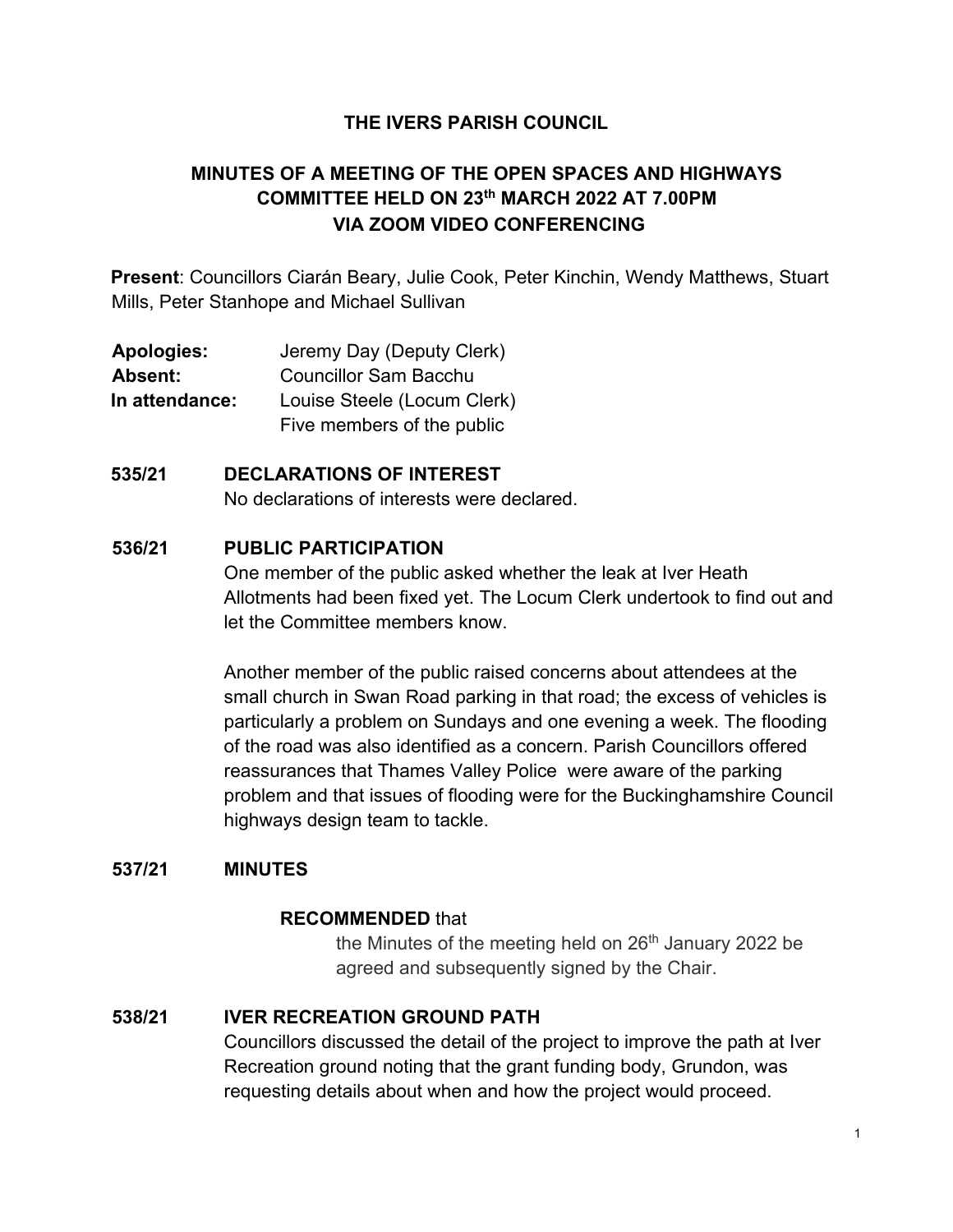# THE IVERS PARISH COUNCIL

## MINUTES OF A MEETING OF THE OPEN SPACES AND HIGHWAYS COMMITTEE HELD ON 23th MARCH 2022 AT 7.00PM VIA ZOOM VIDEO CONFERENCING

**Present**: Councillors Ciarán Beary, Julie Cook, Peter Kinchin, Wendy Matthews, Stuart Mills, Peter Stanhope and Michael Sullivan

**Apologies:** Jeremy Day (Deputy Clerk)
**Absent:** Councillor Sam Bacchu
**In attendance:** Louise Steele (Locum Clerk)
Five members of the public

### 535/21 DECLARATIONS OF INTEREST

No declarations of interests were declared.

### 536/21 PUBLIC PARTICIPATION

One member of the public asked whether the leak at Iver Heath Allotments had been fixed yet. The Locum Clerk undertook to find out and let the Committee members know.

Another member of the public raised concerns about attendees at the small church in Swan Road parking in that road; the excess of vehicles is particularly a problem on Sundays and one evening a week. The flooding of the road was also identified as a concern. Parish Councillors offered reassurances that Thames Valley Police were aware of the parking problem and that issues of flooding were for the Buckinghamshire Council highways design team to tackle.

### 537/21 MINUTES

**RECOMMENDED** that

the Minutes of the meeting held on 26th January 2022 be agreed and subsequently signed by the Chair.

### 538/21 IVER RECREATION GROUND PATH

Councillors discussed the detail of the project to improve the path at Iver Recreation ground noting that the grant funding body, Grundon, was requesting details about when and how the project would proceed.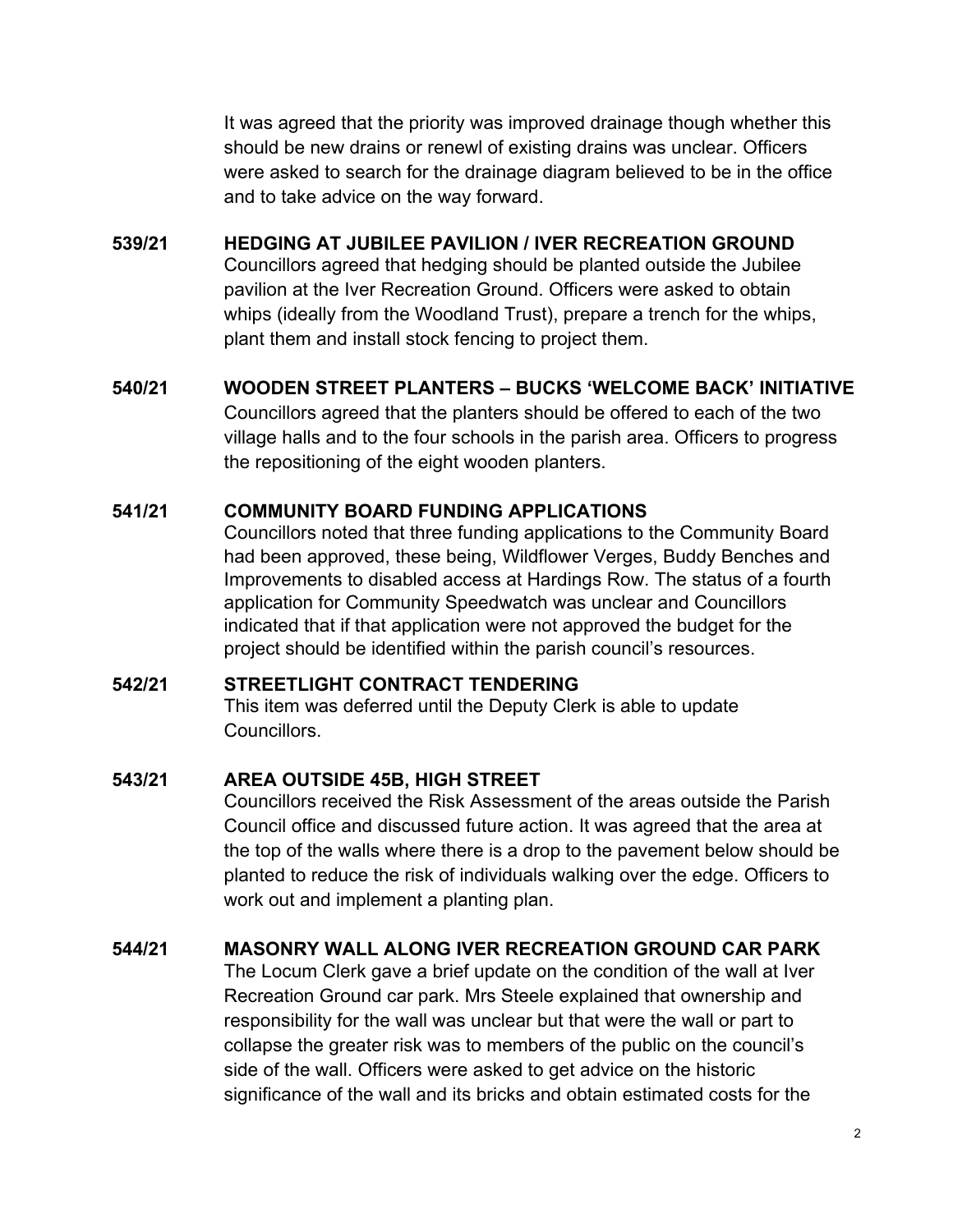It was agreed that the priority was improved drainage though whether this should be new drains or renewl of existing drains was unclear. Officers were asked to search for the drainage diagram believed to be in the office and to take advice on the way forward.

**539/21 HEDGING AT JUBILEE PAVILION / IVER RECREATION GROUND**

Councillors agreed that hedging should be planted outside the Jubilee pavilion at the Iver Recreation Ground. Officers were asked to obtain whips (ideally from the Woodland Trust), prepare a trench for the whips, plant them and install stock fencing to project them.

**540/21 WOODEN STREET PLANTERS – BUCKS 'WELCOME BACK' INITIATIVE**

Councillors agreed that the planters should be offered to each of the two village halls and to the four schools in the parish area. Officers to progress the repositioning of the eight wooden planters.

**541/21 COMMUNITY BOARD FUNDING APPLICATIONS**

Councillors noted that three funding applications to the Community Board had been approved, these being, Wildflower Verges, Buddy Benches and Improvements to disabled access at Hardings Row. The status of a fourth application for Community Speedwatch was unclear and Councillors indicated that if that application were not approved the budget for the project should be identified within the parish council's resources.

**542/21 STREETLIGHT CONTRACT TENDERING**

This item was deferred until the Deputy Clerk is able to update Councillors.

**543/21 AREA OUTSIDE 45B, HIGH STREET**

Councillors received the Risk Assessment of the areas outside the Parish Council office and discussed future action. It was agreed that the area at the top of the walls where there is a drop to the pavement below should be planted to reduce the risk of individuals walking over the edge. Officers to work out and implement a planting plan.

**544/21 MASONRY WALL ALONG IVER RECREATION GROUND CAR PARK**

The Locum Clerk gave a brief update on the condition of the wall at Iver Recreation Ground car park. Mrs Steele explained that ownership and responsibility for the wall was unclear but that were the wall or part to collapse the greater risk was to members of the public on the council's side of the wall. Officers were asked to get advice on the historic significance of the wall and its bricks and obtain estimated costs for the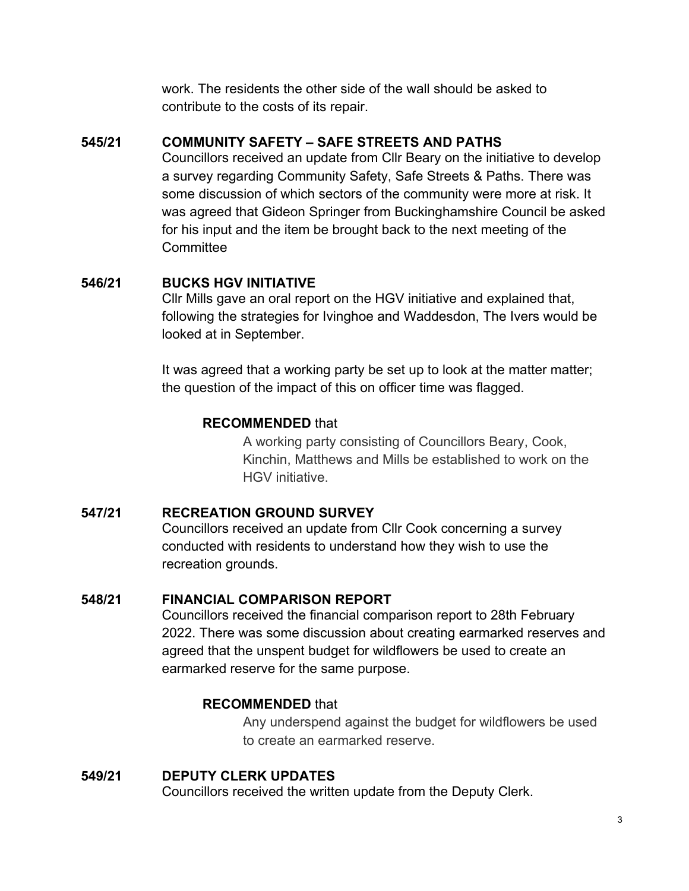work. The residents the other side of the wall should be asked to contribute to the costs of its repair.

**545/21 COMMUNITY SAFETY – SAFE STREETS AND PATHS**

Councillors received an update from Cllr Beary on the initiative to develop a survey regarding Community Safety, Safe Streets & Paths. There was some discussion of which sectors of the community were more at risk. It was agreed that Gideon Springer from Buckinghamshire Council be asked for his input and the item be brought back to the next meeting of the Committee

**546/21 BUCKS HGV INITIATIVE**

Cllr Mills gave an oral report on the HGV initiative and explained that, following the strategies for Ivinghoe and Waddesdon, The Ivers would be looked at in September.

It was agreed that a working party be set up to look at the matter matter; the question of the impact of this on officer time was flagged.

**RECOMMENDED** that

A working party consisting of Councillors Beary, Cook, Kinchin, Matthews and Mills be established to work on the HGV initiative.

**547/21 RECREATION GROUND SURVEY**

Councillors received an update from Cllr Cook concerning a survey conducted with residents to understand how they wish to use the recreation grounds.

**548/21 FINANCIAL COMPARISON REPORT**

Councillors received the financial comparison report to 28th February 2022. There was some discussion about creating earmarked reserves and agreed that the unspent budget for wildflowers be used to create an earmarked reserve for the same purpose.

**RECOMMENDED** that

Any underspend against the budget for wildflowers be used to create an earmarked reserve.

**549/21 DEPUTY CLERK UPDATES**

Councillors received the written update from the Deputy Clerk.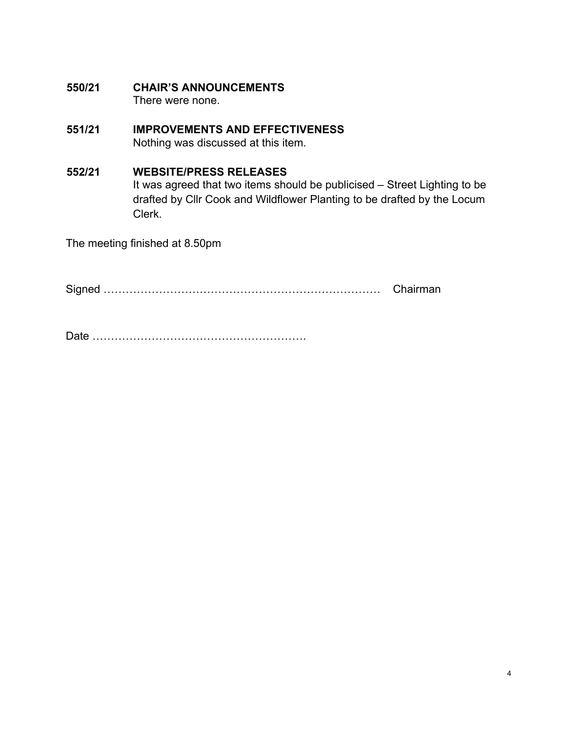**550/21 CHAIR'S ANNOUNCEMENTS**

There were none.

**551/21 IMPROVEMENTS AND EFFECTIVENESS**

Nothing was discussed at this item.

**552/21 WEBSITE/PRESS RELEASES**

It was agreed that two items should be publicised – Street Lighting to be drafted by Cllr Cook and Wildflower Planting to be drafted by the Locum Clerk.

The meeting finished at 8.50pm

Signed ………………………………………………………………… Chairman

Date ………………………………………………….